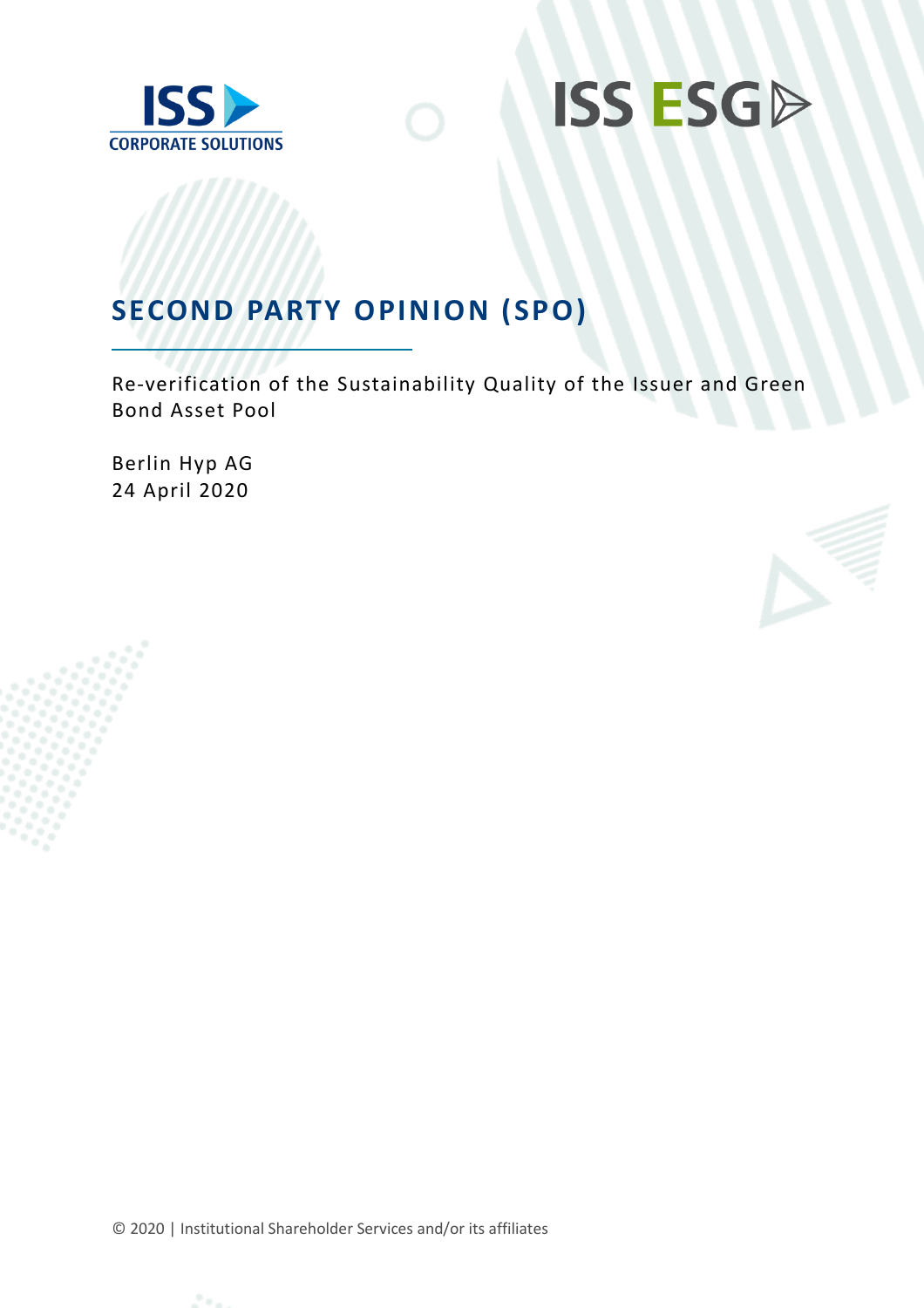ISS CORPORATE SOLUTIONS

ISS ESG

# SECOND PARTY OPINION (SPO)

Re-verification of the Sustainability Quality of the Issuer and Green Bond Asset Pool

Berlin Hyp AG
24 April 2020

© 2020 | Institutional Shareholder Services and/or its affiliates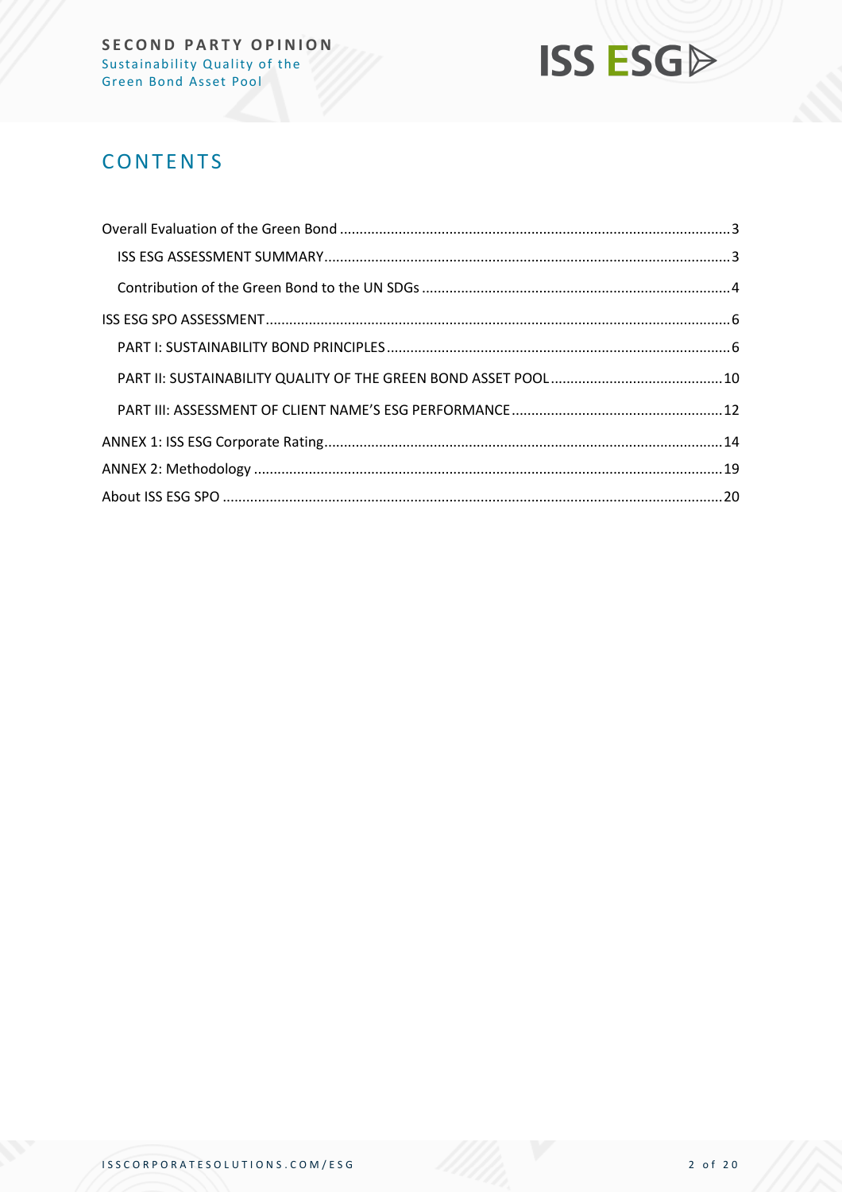# CONTENTS

- Overall Evaluation of the Green Bond ... 3
  - ISS ESG ASSESSMENT SUMMARY ... 3
  - Contribution of the Green Bond to the UN SDGs ... 4
- ISS ESG SPO ASSESSMENT ... 6
  - PART I: SUSTAINABILITY BOND PRINCIPLES ... 6
  - PART II: SUSTAINABILITY QUALITY OF THE GREEN BOND ASSET POOL ... 10
  - PART III: ASSESSMENT OF CLIENT NAME'S ESG PERFORMANCE ... 12
- ANNEX 1: ISS ESG Corporate Rating ... 14
- ANNEX 2: Methodology ... 19
- About ISS ESG SPO ... 20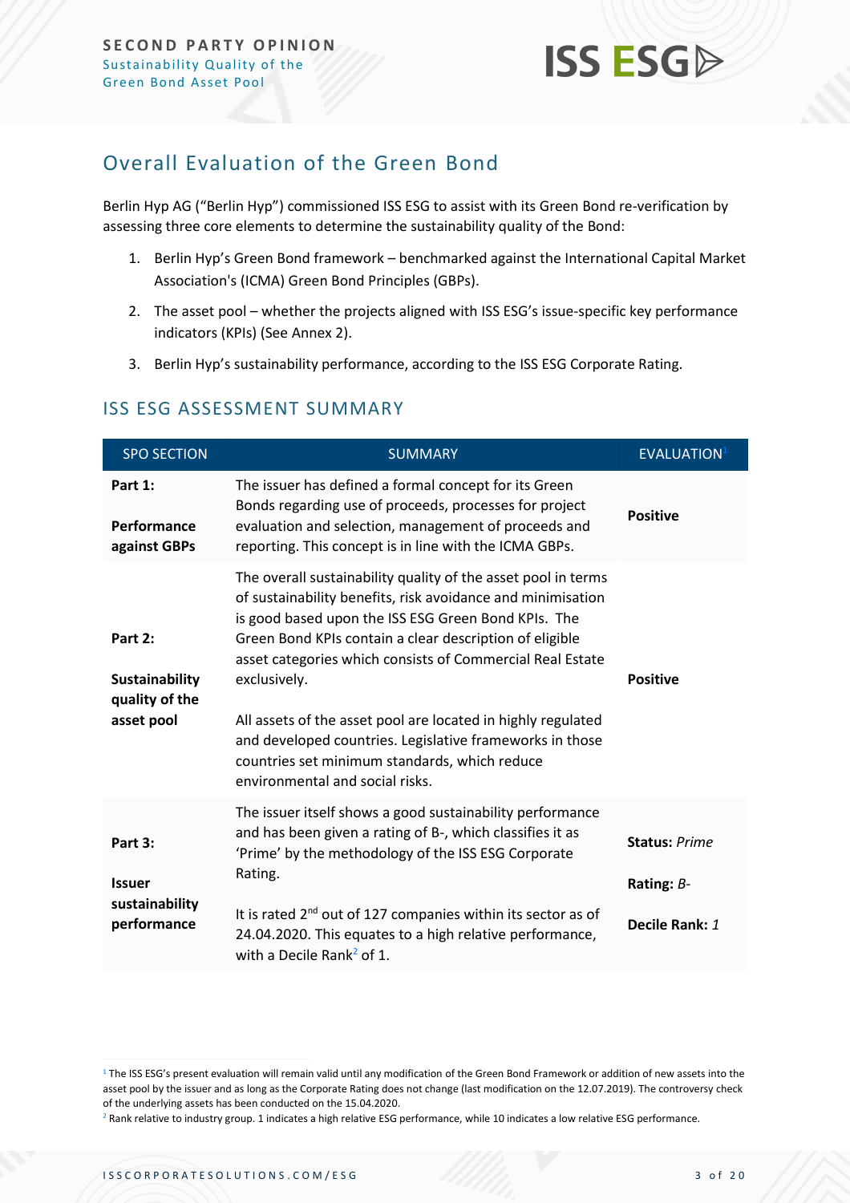## Overall Evaluation of the Green Bond

Berlin Hyp AG ("Berlin Hyp") commissioned ISS ESG to assist with its Green Bond re-verification by assessing three core elements to determine the sustainability quality of the Bond:

1. Berlin Hyp's Green Bond framework – benchmarked against the International Capital Market Association's (ICMA) Green Bond Principles (GBPs).
2. The asset pool – whether the projects aligned with ISS ESG's issue-specific key performance indicators (KPIs) (See Annex 2).
3. Berlin Hyp's sustainability performance, according to the ISS ESG Corporate Rating.

### ISS ESG ASSESSMENT SUMMARY

| SPO SECTION | SUMMARY | EVALUATION[1] |
|---|---|---|
| **Part 1:** **Performance against GBPs** | The issuer has defined a formal concept for its Green Bonds regarding use of proceeds, processes for project evaluation and selection, management of proceeds and reporting. This concept is in line with the ICMA GBPs. | **Positive** |
| **Part 2:** **Sustainability quality of the asset pool** | The overall sustainability quality of the asset pool in terms of sustainability benefits, risk avoidance and minimisation is good based upon the ISS ESG Green Bond KPIs. The Green Bond KPIs contain a clear description of eligible asset categories which consists of Commercial Real Estate exclusively.<br><br>All assets of the asset pool are located in highly regulated and developed countries. Legislative frameworks in those countries set minimum standards, which reduce environmental and social risks. | **Positive** |
| **Part 3:** **Issuer sustainability performance** | The issuer itself shows a good sustainability performance and has been given a rating of B-, which classifies it as 'Prime' by the methodology of the ISS ESG Corporate Rating.<br><br>It is rated 2nd out of 127 companies within its sector as of 24.04.2020. This equates to a high relative performance, with a Decile Rank[2] of 1. | **Status:** *Prime*<br><br>**Rating:** *B-*<br><br>**Decile Rank:** *1* |

[1] The ISS ESG's present evaluation will remain valid until any modification of the Green Bond Framework or addition of new assets into the asset pool by the issuer and as long as the Corporate Rating does not change (last modification on the 12.07.2019). The controversy check of the underlying assets has been conducted on the 15.04.2020.

[2] Rank relative to industry group. 1 indicates a high relative ESG performance, while 10 indicates a low relative ESG performance.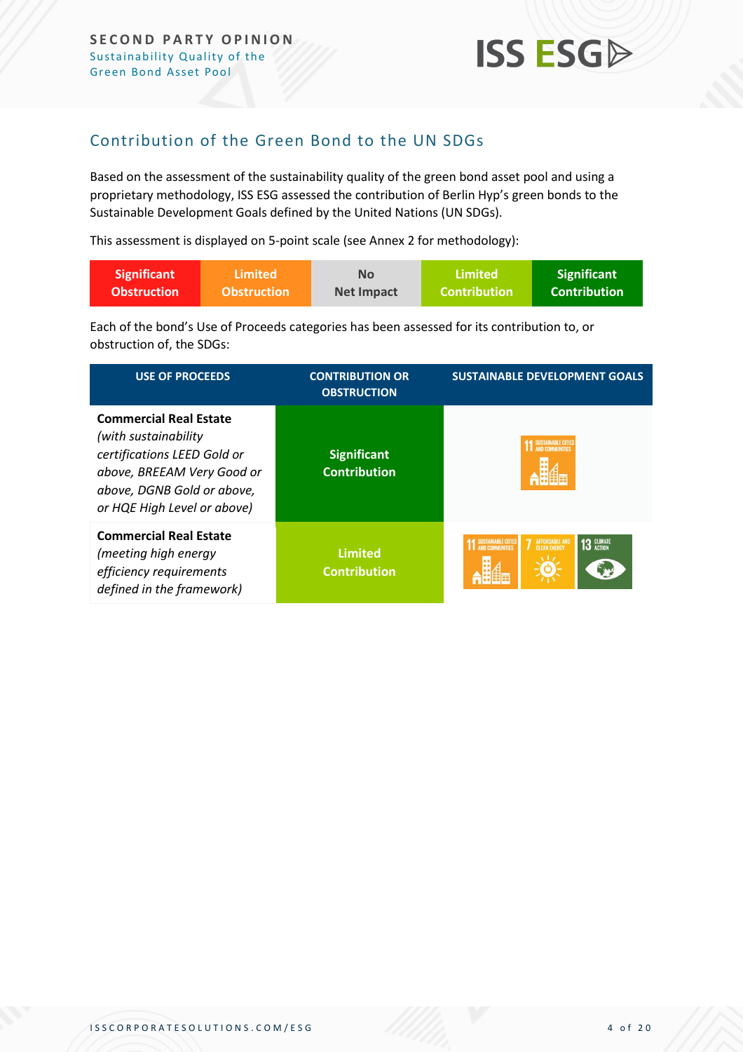## Contribution of the Green Bond to the UN SDGs

Based on the assessment of the sustainability quality of the green bond asset pool and using a proprietary methodology, ISS ESG assessed the contribution of Berlin Hyp's green bonds to the Sustainable Development Goals defined by the United Nations (UN SDGs).

This assessment is displayed on 5-point scale (see Annex 2 for methodology):

| Significant Obstruction | Limited Obstruction | No Net Impact | Limited Contribution | Significant Contribution |
|---|---|---|---|---|

Each of the bond's Use of Proceeds categories has been assessed for its contribution to, or obstruction of, the SDGs:

| USE OF PROCEEDS | CONTRIBUTION OR OBSTRUCTION | SUSTAINABLE DEVELOPMENT GOALS |
|---|---|---|
| **Commercial Real Estate** *(with sustainability certifications LEED Gold or above, BREEAM Very Good or above, DGNB Gold or above, or HQE High Level or above)* | Significant Contribution | 11 Sustainable Cities and Communities |
| **Commercial Real Estate** *(meeting high energy efficiency requirements defined in the framework)* | Limited Contribution | 11 Sustainable Cities and Communities; 7 Affordable and Clean Energy; 13 Climate Action |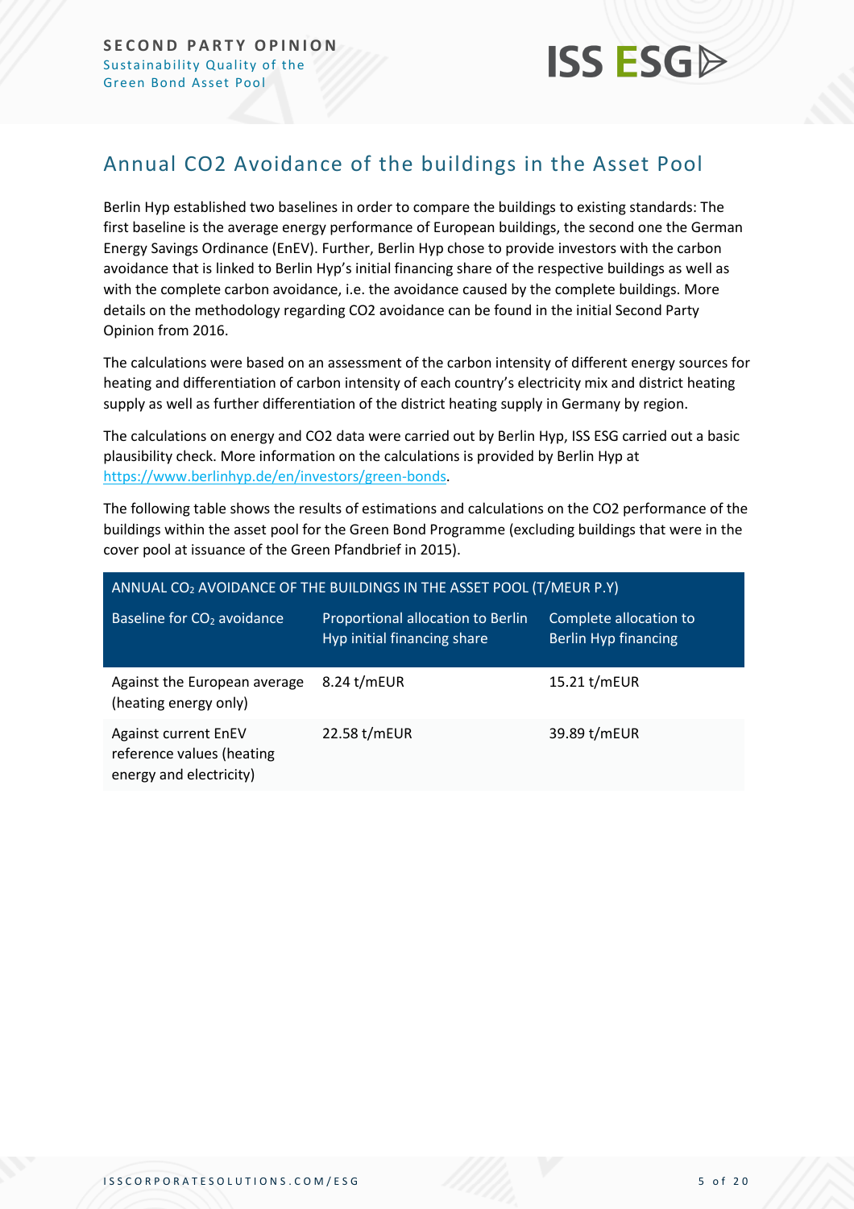## Annual CO2 Avoidance of the buildings in the Asset Pool

Berlin Hyp established two baselines in order to compare the buildings to existing standards: The first baseline is the average energy performance of European buildings, the second one the German Energy Savings Ordinance (EnEV). Further, Berlin Hyp chose to provide investors with the carbon avoidance that is linked to Berlin Hyp's initial financing share of the respective buildings as well as with the complete carbon avoidance, i.e. the avoidance caused by the complete buildings. More details on the methodology regarding CO2 avoidance can be found in the initial Second Party Opinion from 2016.

The calculations were based on an assessment of the carbon intensity of different energy sources for heating and differentiation of carbon intensity of each country's electricity mix and district heating supply as well as further differentiation of the district heating supply in Germany by region.

The calculations on energy and CO2 data were carried out by Berlin Hyp, ISS ESG carried out a basic plausibility check. More information on the calculations is provided by Berlin Hyp at https://www.berlinhyp.de/en/investors/green-bonds.

The following table shows the results of estimations and calculations on the CO2 performance of the buildings within the asset pool for the Green Bond Programme (excluding buildings that were in the cover pool at issuance of the Green Pfandbrief in 2015).

| ANNUAL $CO_2$ AVOIDANCE OF THE BUILDINGS IN THE ASSET POOL (T/MEUR P.Y) | | |
|---|---|---|
| Baseline for $CO_2$ avoidance | Proportional allocation to Berlin Hyp initial financing share | Complete allocation to Berlin Hyp financing |
| Against the European average (heating energy only) | 8.24 t/mEUR | 15.21 t/mEUR |
| Against current EnEV reference values (heating energy and electricity) | 22.58 t/mEUR | 39.89 t/mEUR |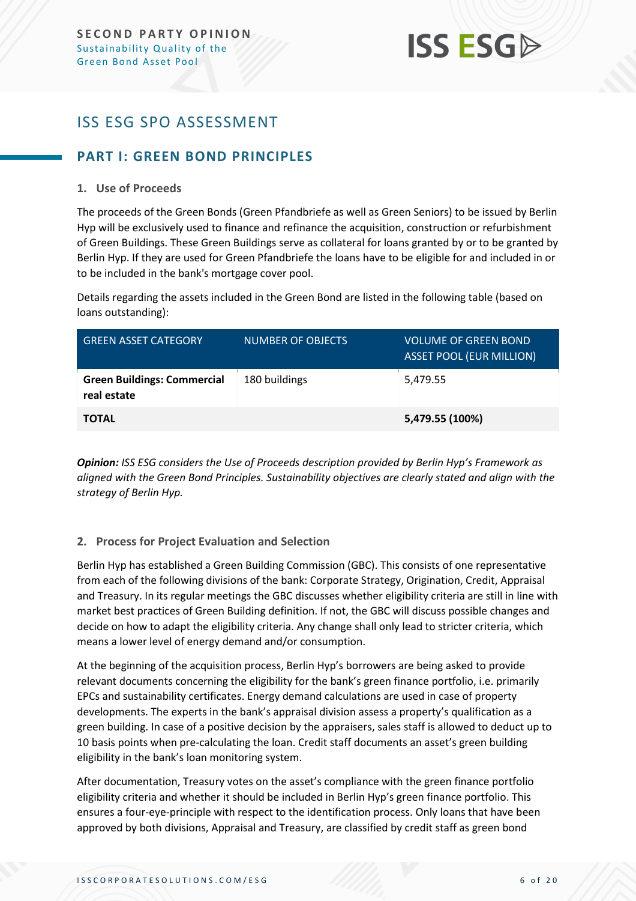# ISS ESG SPO ASSESSMENT

## PART I: GREEN BOND PRINCIPLES

### 1. Use of Proceeds

The proceeds of the Green Bonds (Green Pfandbriefe as well as Green Seniors) to be issued by Berlin Hyp will be exclusively used to finance and refinance the acquisition, construction or refurbishment of Green Buildings. These Green Buildings serve as collateral for loans granted by or to be granted by Berlin Hyp. If they are used for Green Pfandbriefe the loans have to be eligible for and included in or to be included in the bank's mortgage cover pool.

Details regarding the assets included in the Green Bond are listed in the following table (based on loans outstanding):

| GREEN ASSET CATEGORY | NUMBER OF OBJECTS | VOLUME OF GREEN BOND ASSET POOL (EUR MILLION) |
|---|---|---|
| **Green Buildings: Commercial real estate** | 180 buildings | 5,479.55 |
| **TOTAL** | | **5,479.55 (100%)** |

***Opinion:*** *ISS ESG considers the Use of Proceeds description provided by Berlin Hyp's Framework as aligned with the Green Bond Principles. Sustainability objectives are clearly stated and align with the strategy of Berlin Hyp.*

### 2. Process for Project Evaluation and Selection

Berlin Hyp has established a Green Building Commission (GBC). This consists of one representative from each of the following divisions of the bank: Corporate Strategy, Origination, Credit, Appraisal and Treasury. In its regular meetings the GBC discusses whether eligibility criteria are still in line with market best practices of Green Building definition. If not, the GBC will discuss possible changes and decide on how to adapt the eligibility criteria. Any change shall only lead to stricter criteria, which means a lower level of energy demand and/or consumption.

At the beginning of the acquisition process, Berlin Hyp's borrowers are being asked to provide relevant documents concerning the eligibility for the bank's green finance portfolio, i.e. primarily EPCs and sustainability certificates. Energy demand calculations are used in case of property developments. The experts in the bank's appraisal division assess a property's qualification as a green building. In case of a positive decision by the appraisers, sales staff is allowed to deduct up to 10 basis points when pre-calculating the loan. Credit staff documents an asset's green building eligibility in the bank's loan monitoring system.

After documentation, Treasury votes on the asset's compliance with the green finance portfolio eligibility criteria and whether it should be included in Berlin Hyp's green finance portfolio. This ensures a four-eye-principle with respect to the identification process. Only loans that have been approved by both divisions, Appraisal and Treasury, are classified by credit staff as green bond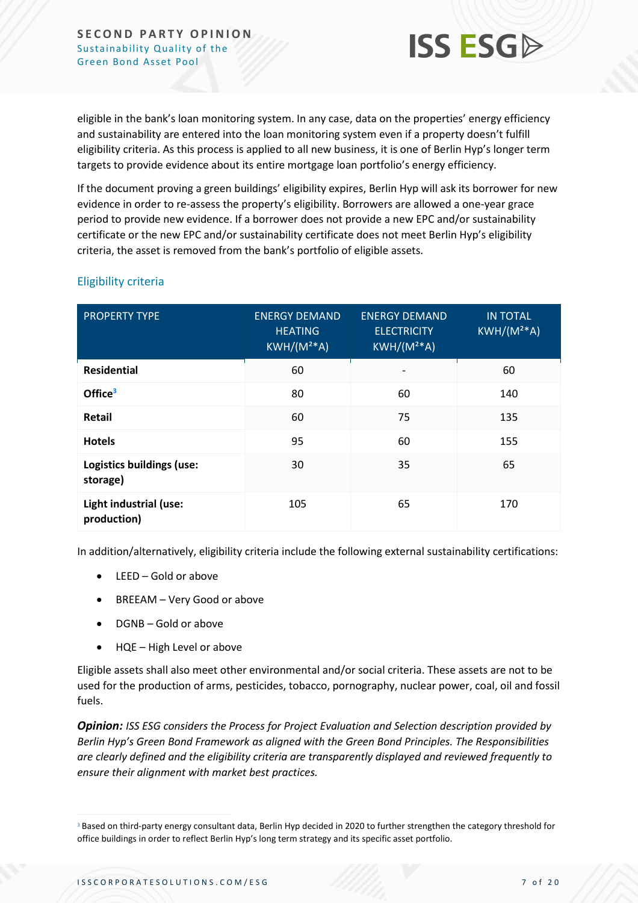eligible in the bank's loan monitoring system. In any case, data on the properties' energy efficiency and sustainability are entered into the loan monitoring system even if a property doesn't fulfill eligibility criteria. As this process is applied to all new business, it is one of Berlin Hyp's longer term targets to provide evidence about its entire mortgage loan portfolio's energy efficiency.

If the document proving a green buildings' eligibility expires, Berlin Hyp will ask its borrower for new evidence in order to re-assess the property's eligibility. Borrowers are allowed a one-year grace period to provide new evidence. If a borrower does not provide a new EPC and/or sustainability certificate or the new EPC and/or sustainability certificate does not meet Berlin Hyp's eligibility criteria, the asset is removed from the bank's portfolio of eligible assets.

### Eligibility criteria

| PROPERTY TYPE | ENERGY DEMAND HEATING KWH/(M²*A) | ENERGY DEMAND ELECTRICITY KWH/(M²*A) | IN TOTAL KWH/(M²*A) |
|---|---|---|---|
| **Residential** | 60 | - | 60 |
| **Office**[3] | 80 | 60 | 140 |
| **Retail** | 60 | 75 | 135 |
| **Hotels** | 95 | 60 | 155 |
| **Logistics buildings (use: storage)** | 30 | 35 | 65 |
| **Light industrial (use: production)** | 105 | 65 | 170 |

In addition/alternatively, eligibility criteria include the following external sustainability certifications:

- LEED – Gold or above
- BREEAM – Very Good or above
- DGNB – Gold or above
- HQE – High Level or above

Eligible assets shall also meet other environmental and/or social criteria. These assets are not to be used for the production of arms, pesticides, tobacco, pornography, nuclear power, coal, oil and fossil fuels.

***Opinion:*** *ISS ESG considers the Process for Project Evaluation and Selection description provided by Berlin Hyp's Green Bond Framework as aligned with the Green Bond Principles. The Responsibilities are clearly defined and the eligibility criteria are transparently displayed and reviewed frequently to ensure their alignment with market best practices.*

[3] Based on third-party energy consultant data, Berlin Hyp decided in 2020 to further strengthen the category threshold for office buildings in order to reflect Berlin Hyp's long term strategy and its specific asset portfolio.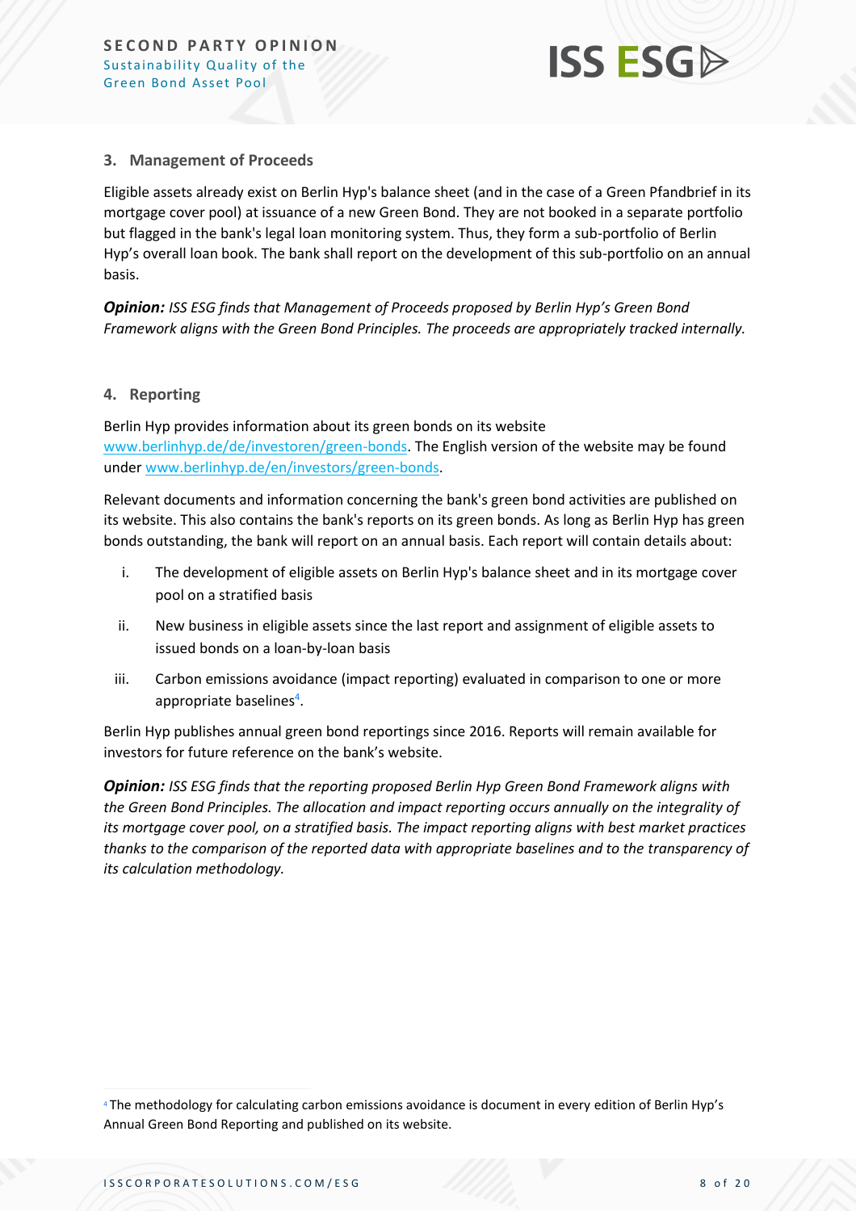### 3. Management of Proceeds

Eligible assets already exist on Berlin Hyp's balance sheet (and in the case of a Green Pfandbrief in its mortgage cover pool) at issuance of a new Green Bond. They are not booked in a separate portfolio but flagged in the bank's legal loan monitoring system. Thus, they form a sub-portfolio of Berlin Hyp's overall loan book. The bank shall report on the development of this sub-portfolio on an annual basis.

***Opinion:*** *ISS ESG finds that Management of Proceeds proposed by Berlin Hyp's Green Bond Framework aligns with the Green Bond Principles. The proceeds are appropriately tracked internally.*

### 4. Reporting

Berlin Hyp provides information about its green bonds on its website [www.berlinhyp.de/de/investoren/green-bonds](www.berlinhyp.de/de/investoren/green-bonds). The English version of the website may be found under [www.berlinhyp.de/en/investors/green-bonds](www.berlinhyp.de/en/investors/green-bonds).

Relevant documents and information concerning the bank's green bond activities are published on its website. This also contains the bank's reports on its green bonds. As long as Berlin Hyp has green bonds outstanding, the bank will report on an annual basis. Each report will contain details about:

i. The development of eligible assets on Berlin Hyp's balance sheet and in its mortgage cover pool on a stratified basis

ii. New business in eligible assets since the last report and assignment of eligible assets to issued bonds on a loan-by-loan basis

iii. Carbon emissions avoidance (impact reporting) evaluated in comparison to one or more appropriate baselines[4].

Berlin Hyp publishes annual green bond reportings since 2016. Reports will remain available for investors for future reference on the bank's website.

***Opinion:*** *ISS ESG finds that the reporting proposed Berlin Hyp Green Bond Framework aligns with the Green Bond Principles. The allocation and impact reporting occurs annually on the integrality of its mortgage cover pool, on a stratified basis. The impact reporting aligns with best market practices thanks to the comparison of the reported data with appropriate baselines and to the transparency of its calculation methodology.*

---

[4] The methodology for calculating carbon emissions avoidance is document in every edition of Berlin Hyp's Annual Green Bond Reporting and published on its website.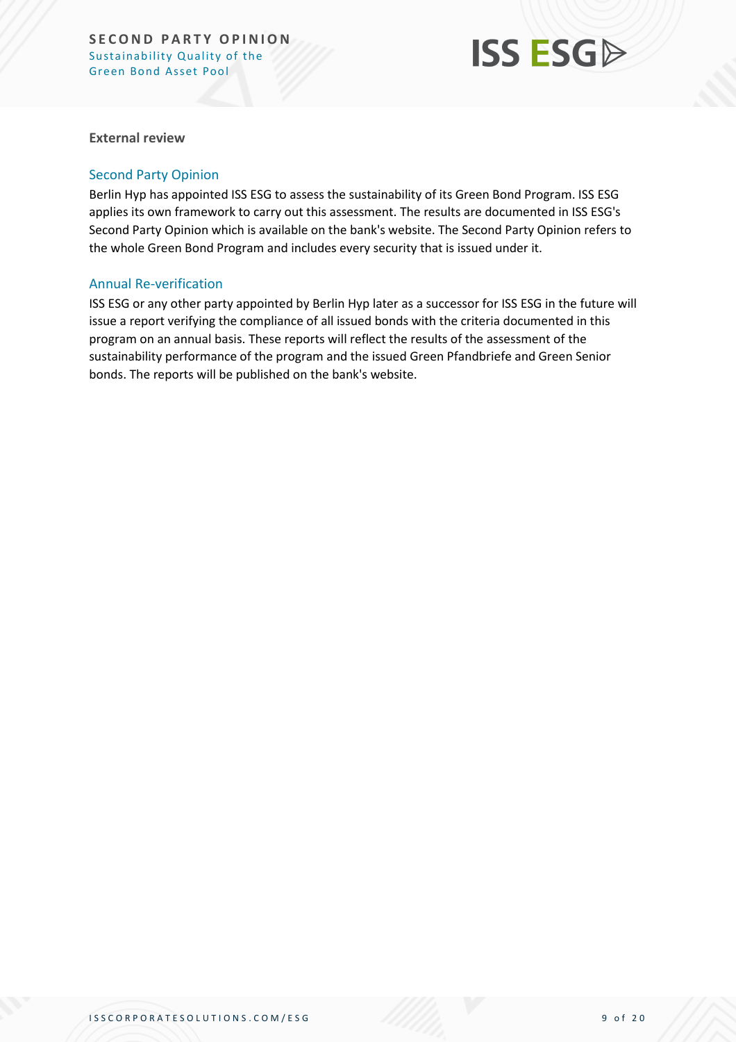**External review**

## Second Party Opinion

Berlin Hyp has appointed ISS ESG to assess the sustainability of its Green Bond Program. ISS ESG applies its own framework to carry out this assessment. The results are documented in ISS ESG's Second Party Opinion which is available on the bank's website. The Second Party Opinion refers to the whole Green Bond Program and includes every security that is issued under it.

## Annual Re-verification

ISS ESG or any other party appointed by Berlin Hyp later as a successor for ISS ESG in the future will issue a report verifying the compliance of all issued bonds with the criteria documented in this program on an annual basis. These reports will reflect the results of the assessment of the sustainability performance of the program and the issued Green Pfandbriefe and Green Senior bonds. The reports will be published on the bank's website.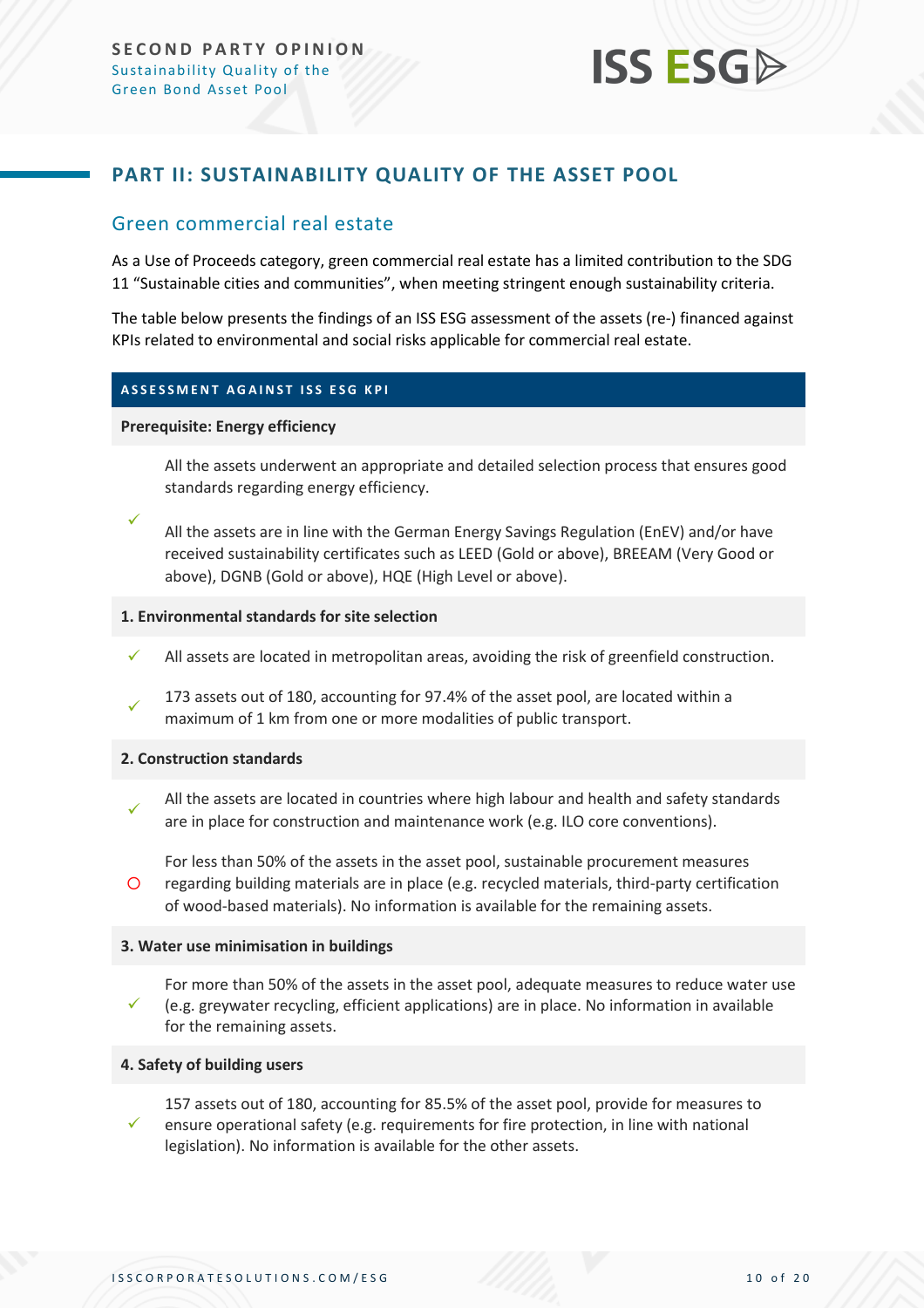## PART II: SUSTAINABILITY QUALITY OF THE ASSET POOL

### Green commercial real estate

As a Use of Proceeds category, green commercial real estate has a limited contribution to the SDG 11 "Sustainable cities and communities", when meeting stringent enough sustainability criteria.

The table below presents the findings of an ISS ESG assessment of the assets (re-) financed against KPIs related to environmental and social risks applicable for commercial real estate.

| ASSESSMENT AGAINST ISS ESG KPI | |
|---|---|
| **Prerequisite: Energy efficiency** | |
| ✓ | All the assets underwent an appropriate and detailed selection process that ensures good standards regarding energy efficiency.<br><br>All the assets are in line with the German Energy Savings Regulation (EnEV) and/or have received sustainability certificates such as LEED (Gold or above), BREEAM (Very Good or above), DGNB (Gold or above), HQE (High Level or above). |
| **1. Environmental standards for site selection** | |
| ✓ | All assets are located in metropolitan areas, avoiding the risk of greenfield construction. |
| ✓ | 173 assets out of 180, accounting for 97.4% of the asset pool, are located within a maximum of 1 km from one or more modalities of public transport. |
| **2. Construction standards** | |
| ✓ | All the assets are located in countries where high labour and health and safety standards are in place for construction and maintenance work (e.g. ILO core conventions). |
| O | For less than 50% of the assets in the asset pool, sustainable procurement measures regarding building materials are in place (e.g. recycled materials, third-party certification of wood-based materials). No information is available for the remaining assets. |
| **3. Water use minimisation in buildings** | |
| ✓ | For more than 50% of the assets in the asset pool, adequate measures to reduce water use (e.g. greywater recycling, efficient applications) are in place. No information in available for the remaining assets. |
| **4. Safety of building users** | |
| ✓ | 157 assets out of 180, accounting for 85.5% of the asset pool, provide for measures to ensure operational safety (e.g. requirements for fire protection, in line with national legislation). No information is available for the other assets. |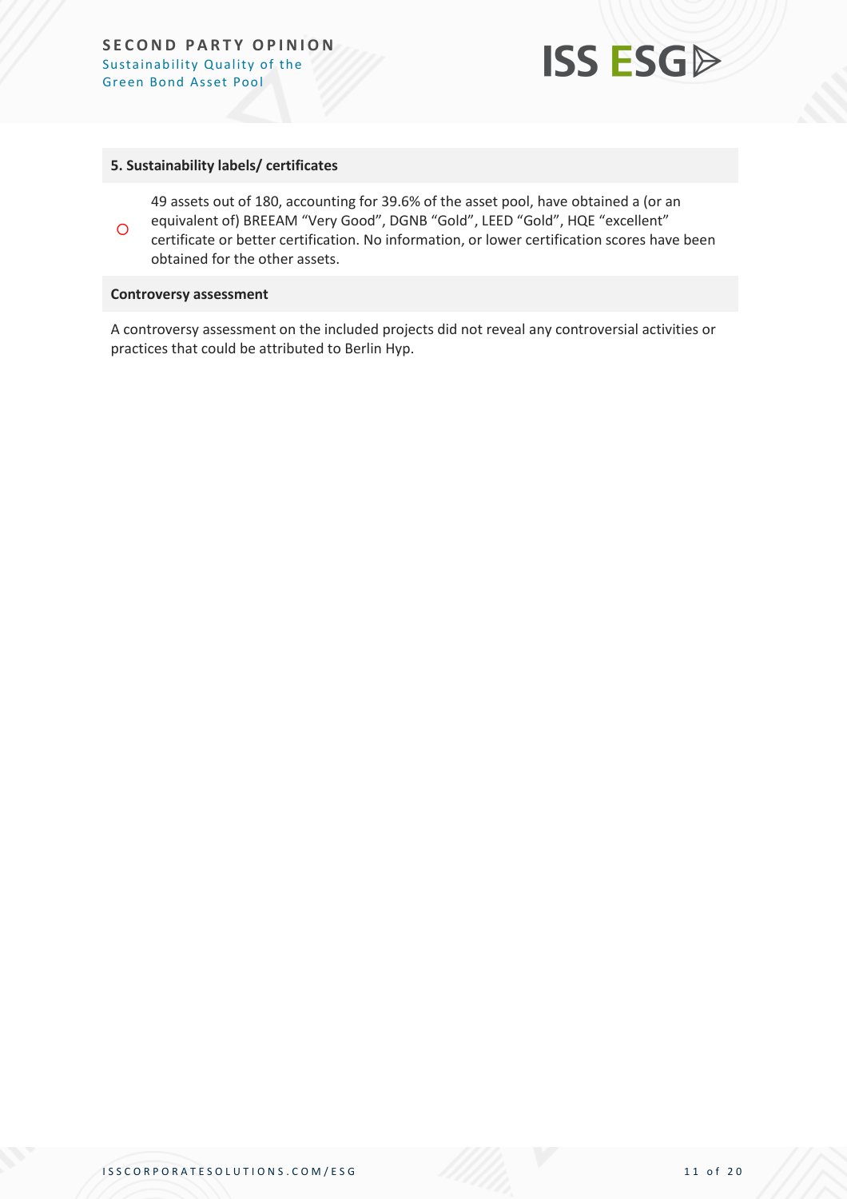### 5. Sustainability labels/ certificates

○ 49 assets out of 180, accounting for 39.6% of the asset pool, have obtained a (or an equivalent of) BREEAM “Very Good”, DGNB “Gold”, LEED “Gold”, HQE “excellent” certificate or better certification. No information, or lower certification scores have been obtained for the other assets.

### Controversy assessment

A controversy assessment on the included projects did not reveal any controversial activities or practices that could be attributed to Berlin Hyp.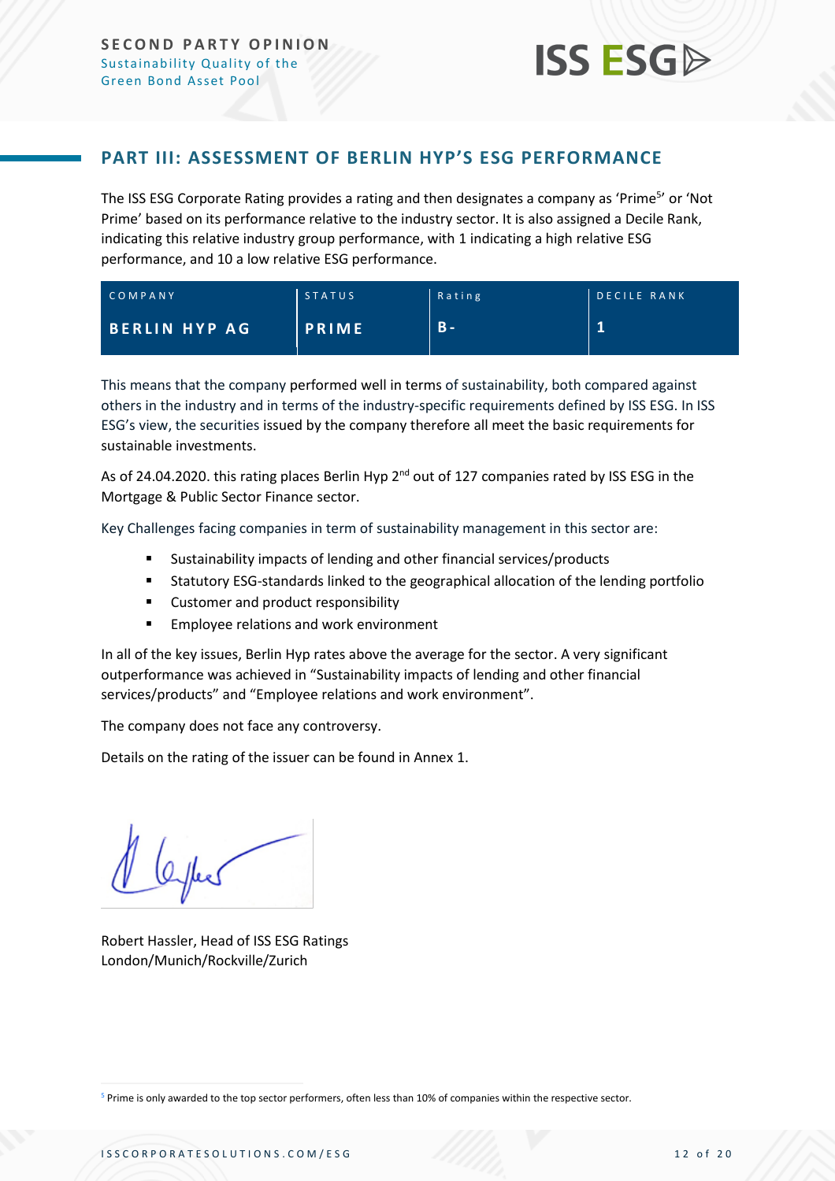## PART III: ASSESSMENT OF BERLIN HYP'S ESG PERFORMANCE

The ISS ESG Corporate Rating provides a rating and then designates a company as 'Prime[5]' or 'Not Prime' based on its performance relative to the industry sector. It is also assigned a Decile Rank, indicating this relative industry group performance, with 1 indicating a high relative ESG performance, and 10 a low relative ESG performance.

| COMPANY | STATUS | Rating | DECILE RANK |
| --- | --- | --- | --- |
| BERLIN HYP AG | PRIME | B- | 1 |

This means that the company performed well in terms of sustainability, both compared against others in the industry and in terms of the industry-specific requirements defined by ISS ESG. In ISS ESG's view, the securities issued by the company therefore all meet the basic requirements for sustainable investments.

As of 24.04.2020. this rating places Berlin Hyp 2nd out of 127 companies rated by ISS ESG in the Mortgage & Public Sector Finance sector.

Key Challenges facing companies in term of sustainability management in this sector are:

- Sustainability impacts of lending and other financial services/products
- Statutory ESG-standards linked to the geographical allocation of the lending portfolio
- Customer and product responsibility
- Employee relations and work environment

In all of the key issues, Berlin Hyp rates above the average for the sector. A very significant outperformance was achieved in "Sustainability impacts of lending and other financial services/products" and "Employee relations and work environment".

The company does not face any controversy.

Details on the rating of the issuer can be found in Annex 1.

Robert Hassler, Head of ISS ESG Ratings
London/Munich/Rockville/Zurich

[5] Prime is only awarded to the top sector performers, often less than 10% of companies within the respective sector.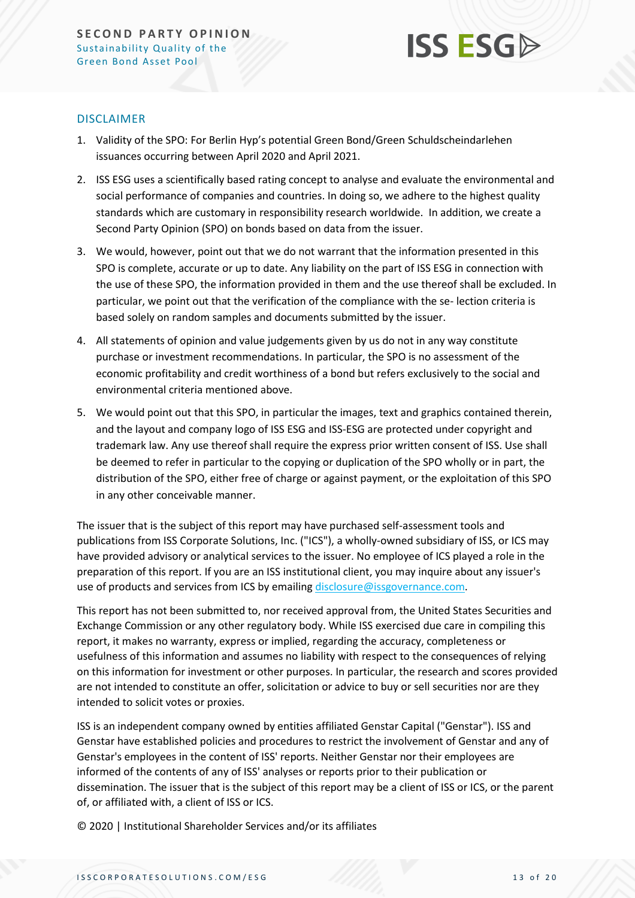## DISCLAIMER

1. Validity of the SPO: For Berlin Hyp's potential Green Bond/Green Schuldscheindarlehen issuances occurring between April 2020 and April 2021.
2. ISS ESG uses a scientifically based rating concept to analyse and evaluate the environmental and social performance of companies and countries. In doing so, we adhere to the highest quality standards which are customary in responsibility research worldwide. In addition, we create a Second Party Opinion (SPO) on bonds based on data from the issuer.
3. We would, however, point out that we do not warrant that the information presented in this SPO is complete, accurate or up to date. Any liability on the part of ISS ESG in connection with the use of these SPO, the information provided in them and the use thereof shall be excluded. In particular, we point out that the verification of the compliance with the se- lection criteria is based solely on random samples and documents submitted by the issuer.
4. All statements of opinion and value judgements given by us do not in any way constitute purchase or investment recommendations. In particular, the SPO is no assessment of the economic profitability and credit worthiness of a bond but refers exclusively to the social and environmental criteria mentioned above.
5. We would point out that this SPO, in particular the images, text and graphics contained therein, and the layout and company logo of ISS ESG and ISS-ESG are protected under copyright and trademark law. Any use thereof shall require the express prior written consent of ISS. Use shall be deemed to refer in particular to the copying or duplication of the SPO wholly or in part, the distribution of the SPO, either free of charge or against payment, or the exploitation of this SPO in any other conceivable manner.

The issuer that is the subject of this report may have purchased self-assessment tools and publications from ISS Corporate Solutions, Inc. ("ICS"), a wholly-owned subsidiary of ISS, or ICS may have provided advisory or analytical services to the issuer. No employee of ICS played a role in the preparation of this report. If you are an ISS institutional client, you may inquire about any issuer's use of products and services from ICS by emailing disclosure@issgovernance.com.

This report has not been submitted to, nor received approval from, the United States Securities and Exchange Commission or any other regulatory body. While ISS exercised due care in compiling this report, it makes no warranty, express or implied, regarding the accuracy, completeness or usefulness of this information and assumes no liability with respect to the consequences of relying on this information for investment or other purposes. In particular, the research and scores provided are not intended to constitute an offer, solicitation or advice to buy or sell securities nor are they intended to solicit votes or proxies.

ISS is an independent company owned by entities affiliated Genstar Capital ("Genstar"). ISS and Genstar have established policies and procedures to restrict the involvement of Genstar and any of Genstar's employees in the content of ISS' reports. Neither Genstar nor their employees are informed of the contents of any of ISS' analyses or reports prior to their publication or dissemination. The issuer that is the subject of this report may be a client of ISS or ICS, or the parent of, or affiliated with, a client of ISS or ICS.

© 2020 | Institutional Shareholder Services and/or its affiliates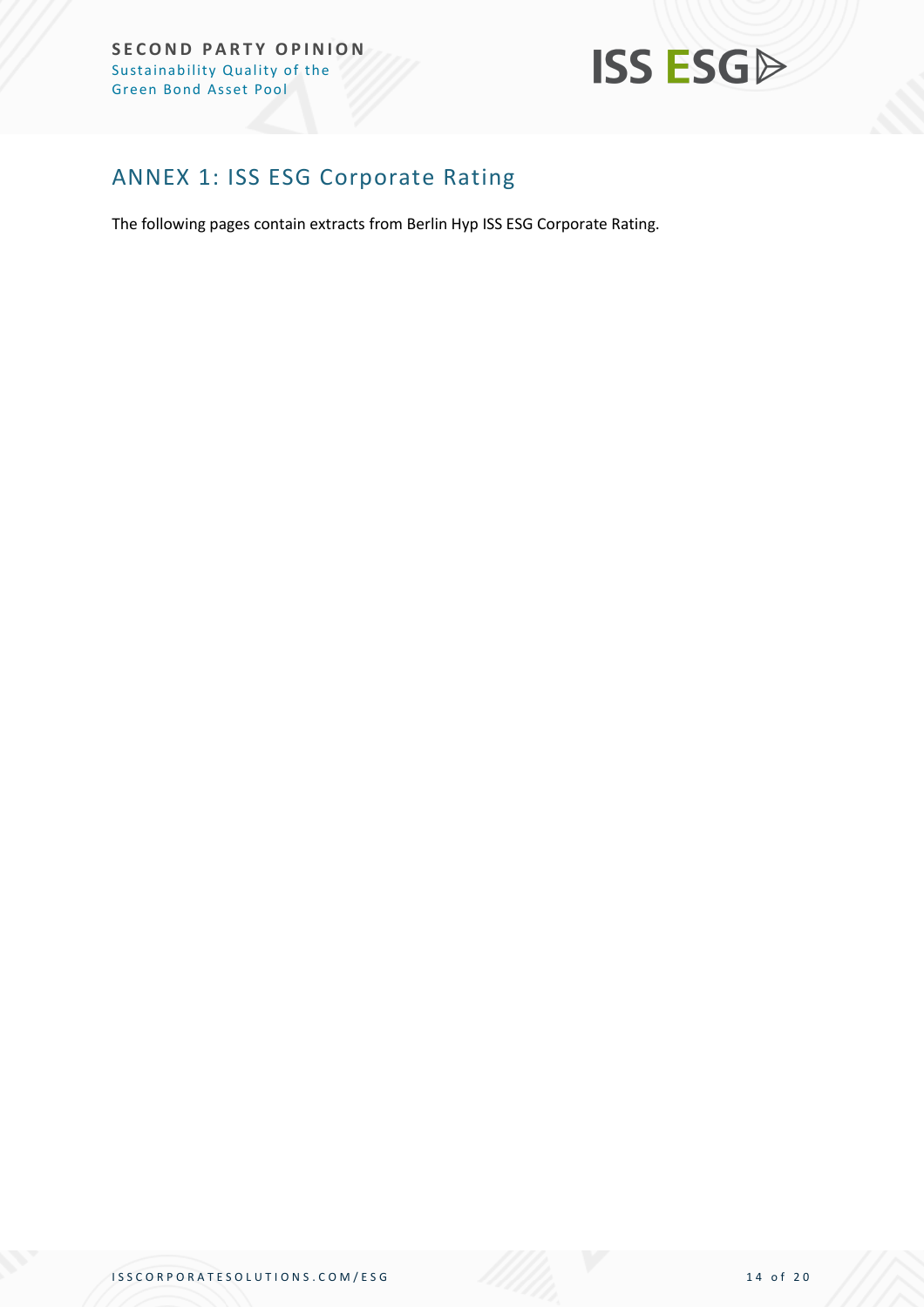## ANNEX 1: ISS ESG Corporate Rating

The following pages contain extracts from Berlin Hyp ISS ESG Corporate Rating.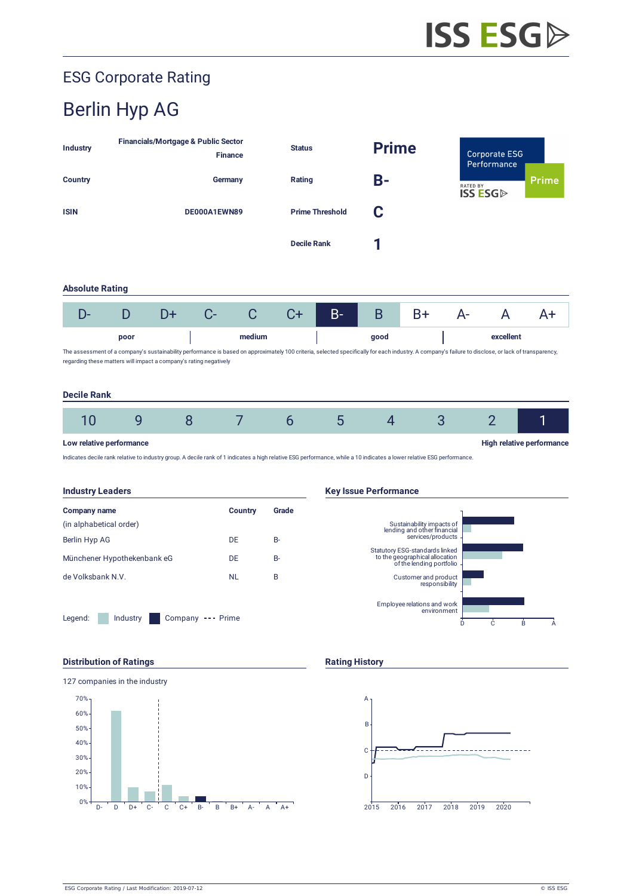# ESG Corporate Rating

## Berlin Hyp AG

| | | | |
|---|---|---|---|
| **Industry** | **Financials/Mortgage & Public Sector Finance** | **Status** | **Prime** |
| **Country** | **Germany** | **Rating** | **B-** |
| **ISIN** | **DE000A1EWN89** | **Prime Threshold** | **C** |
| | | **Decile Rank** | **1** |

Corporate ESG Performance
RATED BY ISS ESG
Prime

### Absolute Rating

| D- | D | D+ | C- | C | C+ | B- | B | B+ | A- | A | A+ |
|---|---|---|---|---|---|---|---|---|---|---|---|

poor | medium | good | excellent

The assessment of a company's sustainability performance is based on approximately 100 criteria, selected specifically for each industry. A company's failure to disclose, or lack of transparency, regarding these matters will impact a company's rating negatively

### Decile Rank

| 10 | 9 | 8 | 7 | 6 | 5 | 4 | 3 | 2 | 1 |
|---|---|---|---|---|---|---|---|---|---|

**Low relative performance** | **High relative performance**

Indicates decile rank relative to industry group. A decile rank of 1 indicates a high relative ESG performance, while a 10 indicates a lower relative ESG performance.

### Industry Leaders

| Company name (in alphabetical order) | Country | Grade |
|---|---|---|
| Berlin Hyp AG | DE | B- |
| Münchener Hypothekenbank eG | DE | B- |
| de Volksbank N.V. | NL | B |

Legend: Industry | Company | Prime

### Key Issue Performance

- Sustainability impacts of lending and other financial services/products
- Statutory ESG-standards linked to the geographical allocation of the lending portfolio
- Customer and product responsibility
- Employee relations and work environment

D C B A

### Distribution of Ratings

127 companies in the industry

### Rating History

2015 2016 2017 2018 2019 2020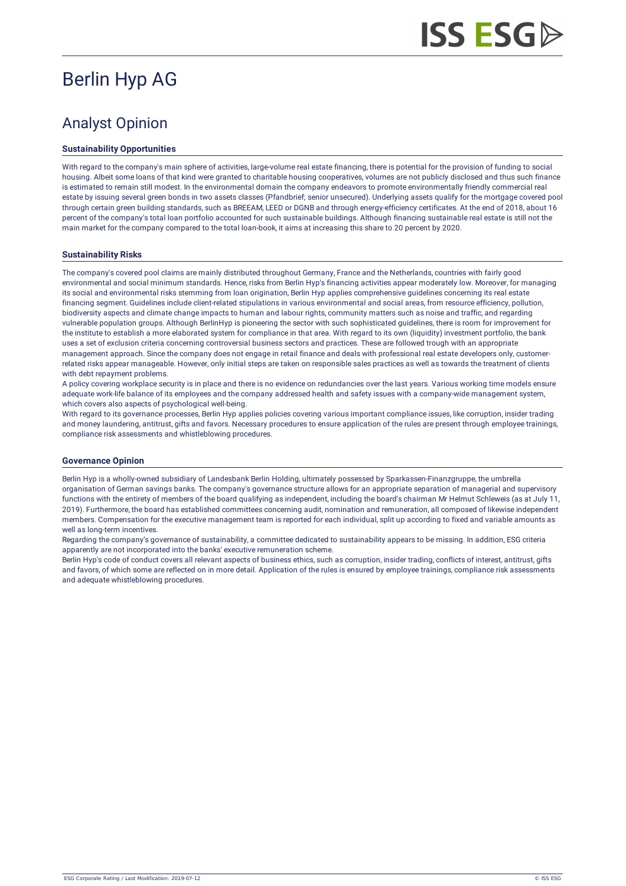# Berlin Hyp AG

## Analyst Opinion

### Sustainability Opportunities

With regard to the company's main sphere of activities, large-volume real estate financing, there is potential for the provision of funding to social housing. Albeit some loans of that kind were granted to charitable housing cooperatives, volumes are not publicly disclosed and thus such finance is estimated to remain still modest. In the environmental domain the company endeavors to promote environmentally friendly commercial real estate by issuing several green bonds in two assets classes (Pfandbrief; senior unsecured). Underlying assets qualify for the mortgage covered pool through certain green building standards, such as BREEAM, LEED or DGNB and through energy-efficiency certificates. At the end of 2018, about 16 percent of the company's total loan portfolio accounted for such sustainable buildings. Although financing sustainable real estate is still not the main market for the company compared to the total loan-book, it aims at increasing this share to 20 percent by 2020.

### Sustainability Risks

The company's covered pool claims are mainly distributed throughout Germany, France and the Netherlands, countries with fairly good environmental and social minimum standards. Hence, risks from Berlin Hyp's financing activities appear moderately low. Moreover, for managing its social and environmental risks stemming from loan origination, Berlin Hyp applies comprehensive guidelines concerning its real estate financing segment. Guidelines include client-related stipulations in various environmental and social areas, from resource efficiency, pollution, biodiversity aspects and climate change impacts to human and labour rights, community matters such as noise and traffic, and regarding vulnerable population groups. Although BerlinHyp is pioneering the sector with such sophisticated guidelines, there is room for improvement for the institute to establish a more elaborated system for compliance in that area. With regard to its own (liquidity) investment portfolio, the bank uses a set of exclusion criteria concerning controversial business sectors and practices. These are followed trough with an appropriate management approach. Since the company does not engage in retail finance and deals with professional real estate developers only, customer-related risks appear manageable. However, only initial steps are taken on responsible sales practices as well as towards the treatment of clients with debt repayment problems.

A policy covering workplace security is in place and there is no evidence on redundancies over the last years. Various working time models ensure adequate work-life balance of its employees and the company addressed health and safety issues with a company-wide management system, which covers also aspects of psychological well-being.

With regard to its governance processes, Berlin Hyp applies policies covering various important compliance issues, like corruption, insider trading and money laundering, antitrust, gifts and favors. Necessary procedures to ensure application of the rules are present through employee trainings, compliance risk assessments and whistleblowing procedures.

### Governance Opinion

Berlin Hyp is a wholly-owned subsidiary of Landesbank Berlin Holding, ultimately possessed by Sparkassen-Finanzgruppe, the umbrella organisation of German savings banks. The company's governance structure allows for an appropriate separation of managerial and supervisory functions with the entirety of members of the board qualifying as independent, including the board's chairman Mr Helmut Schleweis (as at July 11, 2019). Furthermore, the board has established committees concerning audit, nomination and remuneration, all composed of likewise independent members. Compensation for the executive management team is reported for each individual, split up according to fixed and variable amounts as well as long-term incentives.

Regarding the company's governance of sustainability, a committee dedicated to sustainability appears to be missing. In addition, ESG criteria apparently are not incorporated into the banks' executive remuneration scheme.

Berlin Hyp's code of conduct covers all relevant aspects of business ethics, such as corruption, insider trading, conflicts of interest, antitrust, gifts and favors, of which some are reflected on in more detail. Application of the rules is ensured by employee trainings, compliance risk assessments and adequate whistleblowing procedures.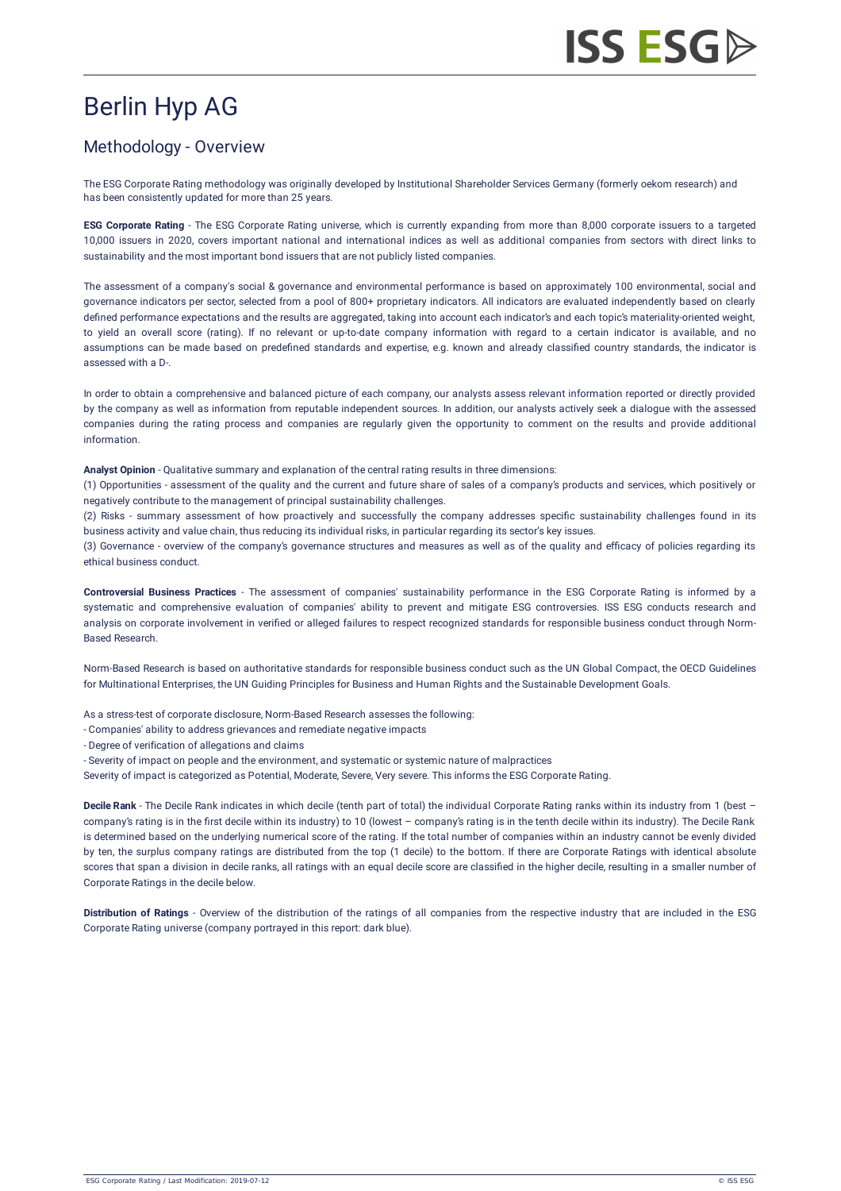# Berlin Hyp AG

## Methodology - Overview

The ESG Corporate Rating methodology was originally developed by Institutional Shareholder Services Germany (formerly oekom research) and has been consistently updated for more than 25 years.

**ESG Corporate Rating** - The ESG Corporate Rating universe, which is currently expanding from more than 8,000 corporate issuers to a targeted 10,000 issuers in 2020, covers important national and international indices as well as additional companies from sectors with direct links to sustainability and the most important bond issuers that are not publicly listed companies.

The assessment of a company's social & governance and environmental performance is based on approximately 100 environmental, social and governance indicators per sector, selected from a pool of 800+ proprietary indicators. All indicators are evaluated independently based on clearly defined performance expectations and the results are aggregated, taking into account each indicator's and each topic's materiality-oriented weight, to yield an overall score (rating). If no relevant or up-to-date company information with regard to a certain indicator is available, and no assumptions can be made based on predefined standards and expertise, e.g. known and already classified country standards, the indicator is assessed with a D-.

In order to obtain a comprehensive and balanced picture of each company, our analysts assess relevant information reported or directly provided by the company as well as information from reputable independent sources. In addition, our analysts actively seek a dialogue with the assessed companies during the rating process and companies are regularly given the opportunity to comment on the results and provide additional information.

**Analyst Opinion** - Qualitative summary and explanation of the central rating results in three dimensions:
(1) Opportunities - assessment of the quality and the current and future share of sales of a company's products and services, which positively or negatively contribute to the management of principal sustainability challenges.
(2) Risks - summary assessment of how proactively and successfully the company addresses specific sustainability challenges found in its business activity and value chain, thus reducing its individual risks, in particular regarding its sector's key issues.
(3) Governance - overview of the company's governance structures and measures as well as of the quality and efficacy of policies regarding its ethical business conduct.

**Controversial Business Practices** - The assessment of companies' sustainability performance in the ESG Corporate Rating is informed by a systematic and comprehensive evaluation of companies' ability to prevent and mitigate ESG controversies. ISS ESG conducts research and analysis on corporate involvement in verified or alleged failures to respect recognized standards for responsible business conduct through Norm-Based Research.

Norm-Based Research is based on authoritative standards for responsible business conduct such as the UN Global Compact, the OECD Guidelines for Multinational Enterprises, the UN Guiding Principles for Business and Human Rights and the Sustainable Development Goals.

As a stress-test of corporate disclosure, Norm-Based Research assesses the following:
- Companies' ability to address grievances and remediate negative impacts
- Degree of verification of allegations and claims
- Severity of impact on people and the environment, and systematic or systemic nature of malpractices

Severity of impact is categorized as Potential, Moderate, Severe, Very severe. This informs the ESG Corporate Rating.

**Decile Rank** - The Decile Rank indicates in which decile (tenth part of total) the individual Corporate Rating ranks within its industry from 1 (best – company's rating is in the first decile within its industry) to 10 (lowest – company's rating is in the tenth decile within its industry). The Decile Rank is determined based on the underlying numerical score of the rating. If the total number of companies within an industry cannot be evenly divided by ten, the surplus company ratings are distributed from the top (1 decile) to the bottom. If there are Corporate Ratings with identical absolute scores that span a division in decile ranks, all ratings with an equal decile score are classified in the higher decile, resulting in a smaller number of Corporate Ratings in the decile below.

**Distribution of Ratings** - Overview of the distribution of the ratings of all companies from the respective industry that are included in the ESG Corporate Rating universe (company portrayed in this report: dark blue).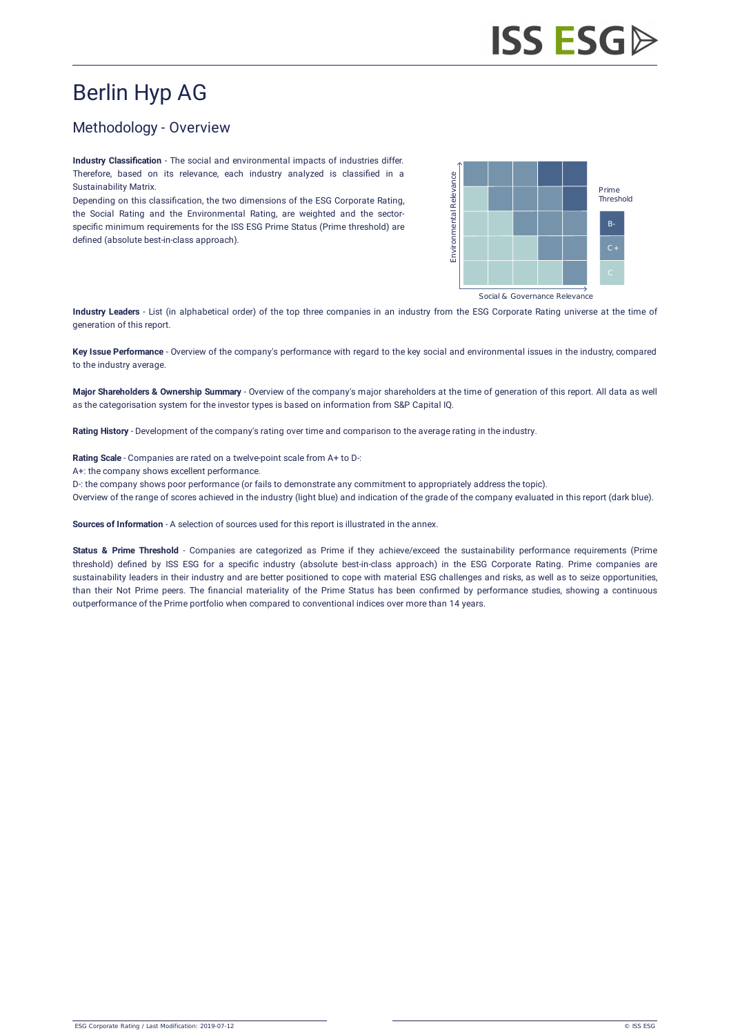# Berlin Hyp AG

## Methodology - Overview

**Industry Classification** - The social and environmental impacts of industries differ. Therefore, based on its relevance, each industry analyzed is classified in a Sustainability Matrix.

Depending on this classification, the two dimensions of the ESG Corporate Rating, the Social Rating and the Environmental Rating, are weighted and the sector-specific minimum requirements for the ISS ESG Prime Status (Prime threshold) are defined (absolute best-in-class approach).

Environmental Relevance

Social & Governance Relevance

Prime Threshold

B-

C+

C

**Industry Leaders** - List (in alphabetical order) of the top three companies in an industry from the ESG Corporate Rating universe at the time of generation of this report.

**Key Issue Performance** - Overview of the company's performance with regard to the key social and environmental issues in the industry, compared to the industry average.

**Major Shareholders & Ownership Summary** - Overview of the company's major shareholders at the time of generation of this report. All data as well as the categorisation system for the investor types is based on information from S&P Capital IQ.

**Rating History** - Development of the company's rating over time and comparison to the average rating in the industry.

**Rating Scale** - Companies are rated on a twelve-point scale from A+ to D-:
A+: the company shows excellent performance.
D-: the company shows poor performance (or fails to demonstrate any commitment to appropriately address the topic).
Overview of the range of scores achieved in the industry (light blue) and indication of the grade of the company evaluated in this report (dark blue).

**Sources of Information** - A selection of sources used for this report is illustrated in the annex.

**Status & Prime Threshold** - Companies are categorized as Prime if they achieve/exceed the sustainability performance requirements (Prime threshold) defined by ISS ESG for a specific industry (absolute best-in-class approach) in the ESG Corporate Rating. Prime companies are sustainability leaders in their industry and are better positioned to cope with material ESG challenges and risks, as well as to seize opportunities, than their Not Prime peers. The financial materiality of the Prime Status has been confirmed by performance studies, showing a continuous outperformance of the Prime portfolio when compared to conventional indices over more than 14 years.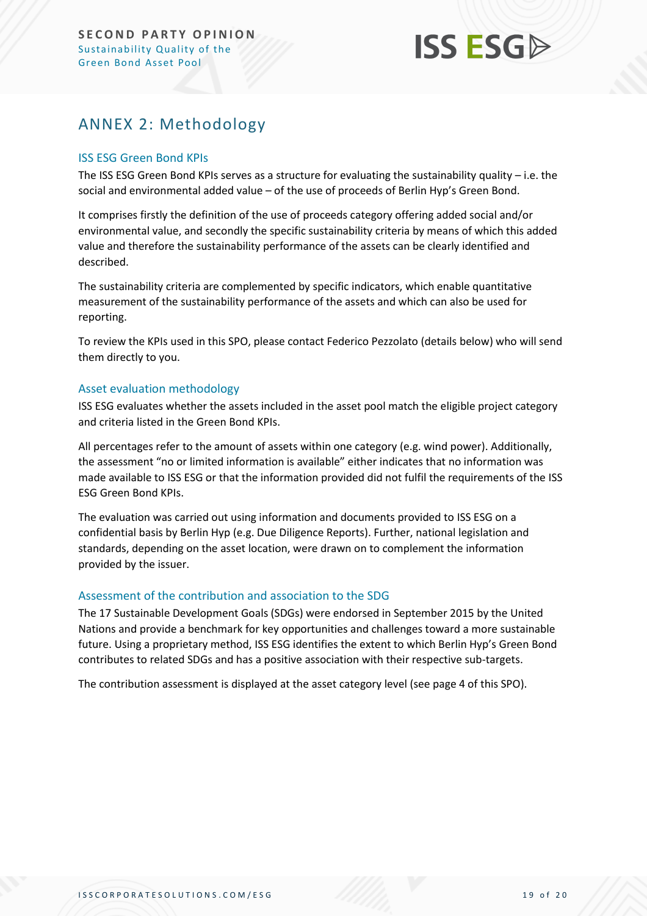## ANNEX 2: Methodology

### ISS ESG Green Bond KPIs

The ISS ESG Green Bond KPIs serves as a structure for evaluating the sustainability quality – i.e. the social and environmental added value – of the use of proceeds of Berlin Hyp's Green Bond.

It comprises firstly the definition of the use of proceeds category offering added social and/or environmental value, and secondly the specific sustainability criteria by means of which this added value and therefore the sustainability performance of the assets can be clearly identified and described.

The sustainability criteria are complemented by specific indicators, which enable quantitative measurement of the sustainability performance of the assets and which can also be used for reporting.

To review the KPIs used in this SPO, please contact Federico Pezzolato (details below) who will send them directly to you.

### Asset evaluation methodology

ISS ESG evaluates whether the assets included in the asset pool match the eligible project category and criteria listed in the Green Bond KPIs.

All percentages refer to the amount of assets within one category (e.g. wind power). Additionally, the assessment "no or limited information is available" either indicates that no information was made available to ISS ESG or that the information provided did not fulfil the requirements of the ISS ESG Green Bond KPIs.

The evaluation was carried out using information and documents provided to ISS ESG on a confidential basis by Berlin Hyp (e.g. Due Diligence Reports). Further, national legislation and standards, depending on the asset location, were drawn on to complement the information provided by the issuer.

### Assessment of the contribution and association to the SDG

The 17 Sustainable Development Goals (SDGs) were endorsed in September 2015 by the United Nations and provide a benchmark for key opportunities and challenges toward a more sustainable future. Using a proprietary method, ISS ESG identifies the extent to which Berlin Hyp's Green Bond contributes to related SDGs and has a positive association with their respective sub-targets.

The contribution assessment is displayed at the asset category level (see page 4 of this SPO).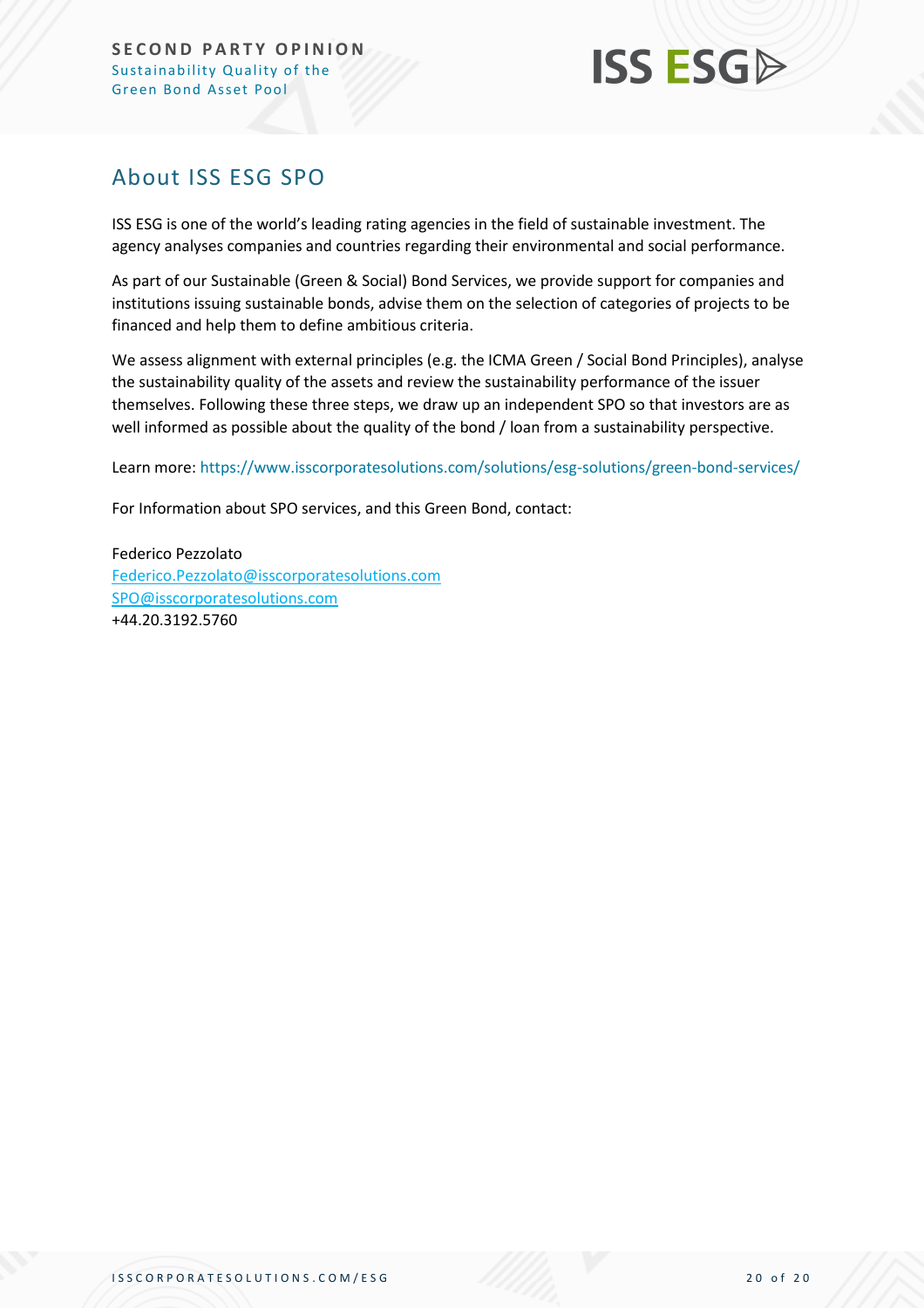## About ISS ESG SPO

ISS ESG is one of the world's leading rating agencies in the field of sustainable investment. The agency analyses companies and countries regarding their environmental and social performance.

As part of our Sustainable (Green & Social) Bond Services, we provide support for companies and institutions issuing sustainable bonds, advise them on the selection of categories of projects to be financed and help them to define ambitious criteria.

We assess alignment with external principles (e.g. the ICMA Green / Social Bond Principles), analyse the sustainability quality of the assets and review the sustainability performance of the issuer themselves. Following these three steps, we draw up an independent SPO so that investors are as well informed as possible about the quality of the bond / loan from a sustainability perspective.

Learn more: https://www.isscorporatesolutions.com/solutions/esg-solutions/green-bond-services/

For Information about SPO services, and this Green Bond, contact:

Federico Pezzolato
Federico.Pezzolato@isscorporatesolutions.com
SPO@isscorporatesolutions.com
+44.20.3192.5760